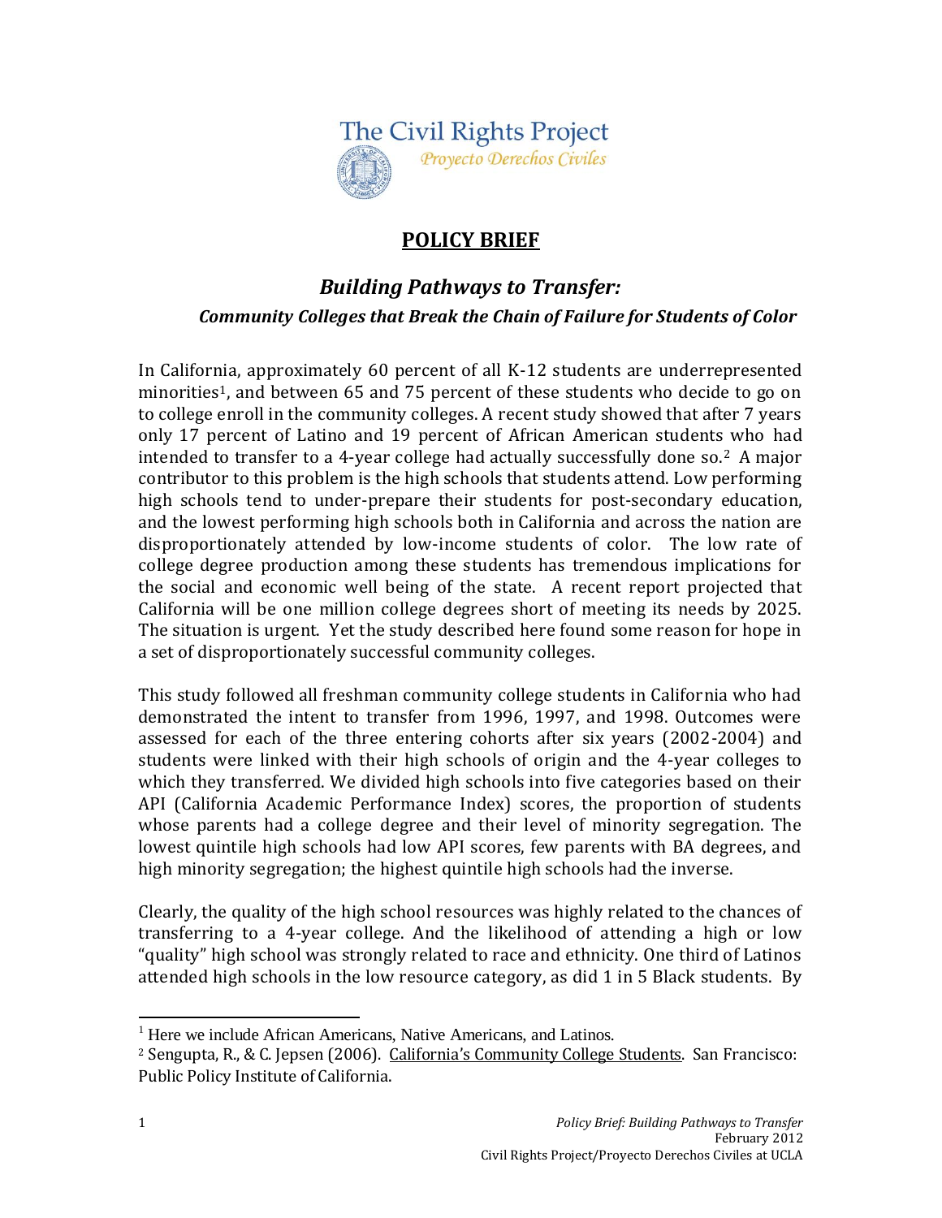The Civil Rights Project
*Proyecto Derechos Civiles*

# POLICY BRIEF

## *Building Pathways to Transfer:*

### *Community Colleges that Break the Chain of Failure for Students of Color*

In California, approximately 60 percent of all K-12 students are underrepresented minorities[1], and between 65 and 75 percent of these students who decide to go on to college enroll in the community colleges. A recent study showed that after 7 years only 17 percent of Latino and 19 percent of African American students who had intended to transfer to a 4-year college had actually successfully done so.[2] A major contributor to this problem is the high schools that students attend. Low performing high schools tend to under-prepare their students for post-secondary education, and the lowest performing high schools both in California and across the nation are disproportionately attended by low-income students of color. The low rate of college degree production among these students has tremendous implications for the social and economic well being of the state. A recent report projected that California will be one million college degrees short of meeting its needs by 2025. The situation is urgent. Yet the study described here found some reason for hope in a set of disproportionately successful community colleges.

This study followed all freshman community college students in California who had demonstrated the intent to transfer from 1996, 1997, and 1998. Outcomes were assessed for each of the three entering cohorts after six years (2002-2004) and students were linked with their high schools of origin and the 4-year colleges to which they transferred. We divided high schools into five categories based on their API (California Academic Performance Index) scores, the proportion of students whose parents had a college degree and their level of minority segregation. The lowest quintile high schools had low API scores, few parents with BA degrees, and high minority segregation; the highest quintile high schools had the inverse.

Clearly, the quality of the high school resources was highly related to the chances of transferring to a 4-year college. And the likelihood of attending a high or low "quality" high school was strongly related to race and ethnicity. One third of Latinos attended high schools in the low resource category, as did 1 in 5 Black students. By

---

[1] Here we include African Americans, Native Americans, and Latinos.

[2] Sengupta, R., & C. Jepsen (2006). California's Community College Students. San Francisco: Public Policy Institute of California.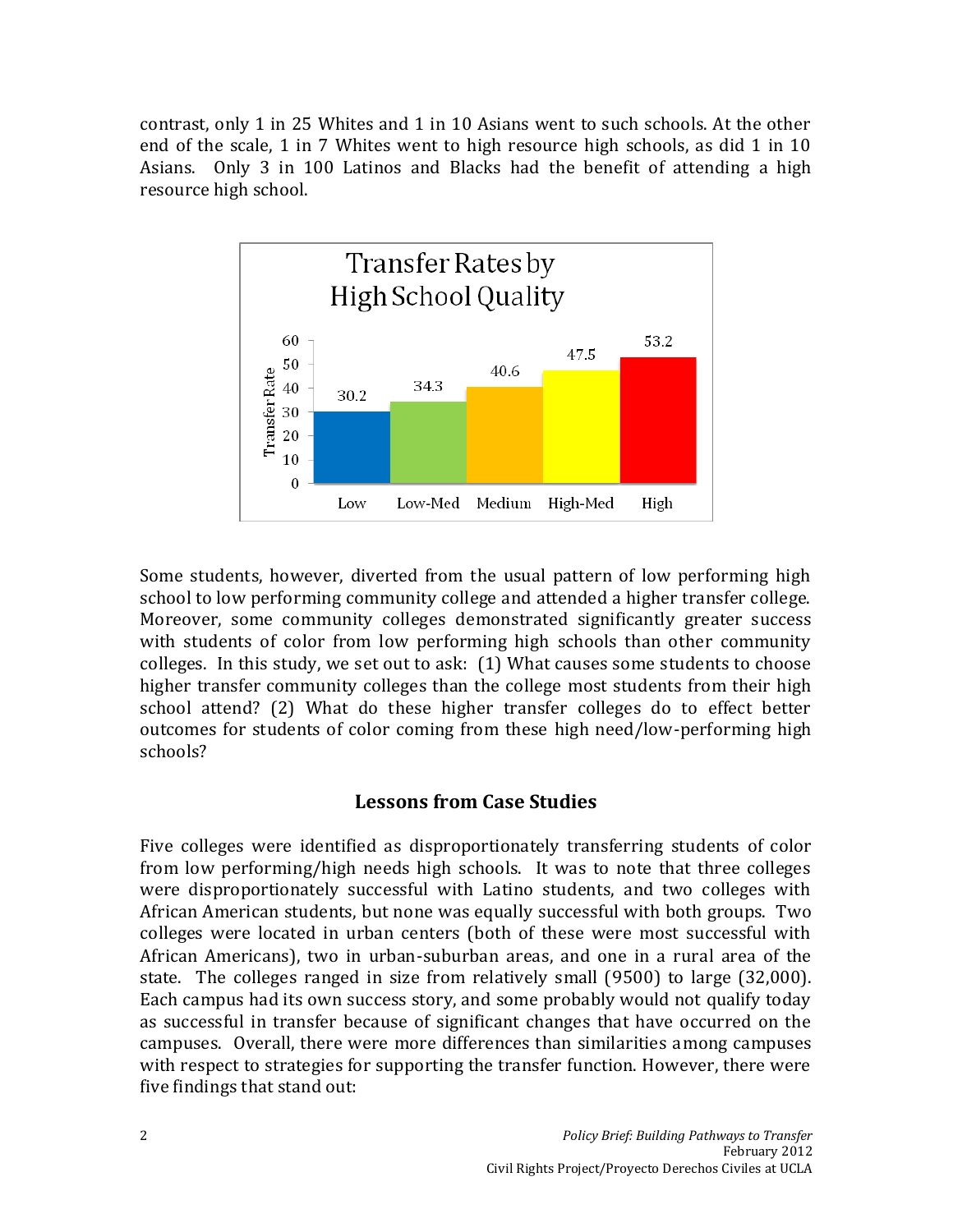contrast, only 1 in 25 Whites and 1 in 10 Asians went to such schools. At the other end of the scale, 1 in 7 Whites went to high resource high schools, as did 1 in 10 Asians. Only 3 in 100 Latinos and Blacks had the benefit of attending a high resource high school.

**Transfer Rates by High School Quality**

| High School Quality | Transfer Rate |
| --- | --- |
| Low | 30.2 |
| Low-Med | 34.3 |
| Medium | 40.6 |
| High-Med | 47.5 |
| High | 53.2 |

Some students, however, diverted from the usual pattern of low performing high school to low performing community college and attended a higher transfer college. Moreover, some community colleges demonstrated significantly greater success with students of color from low performing high schools than other community colleges. In this study, we set out to ask: (1) What causes some students to choose higher transfer community colleges than the college most students from their high school attend? (2) What do these higher transfer colleges do to effect better outcomes for students of color coming from these high need/low-performing high schools?

## Lessons from Case Studies

Five colleges were identified as disproportionately transferring students of color from low performing/high needs high schools. It was to note that three colleges were disproportionately successful with Latino students, and two colleges with African American students, but none was equally successful with both groups. Two colleges were located in urban centers (both of these were most successful with African Americans), two in urban-suburban areas, and one in a rural area of the state. The colleges ranged in size from relatively small (9500) to large (32,000). Each campus had its own success story, and some probably would not qualify today as successful in transfer because of significant changes that have occurred on the campuses. Overall, there were more differences than similarities among campuses with respect to strategies for supporting the transfer function. However, there were five findings that stand out: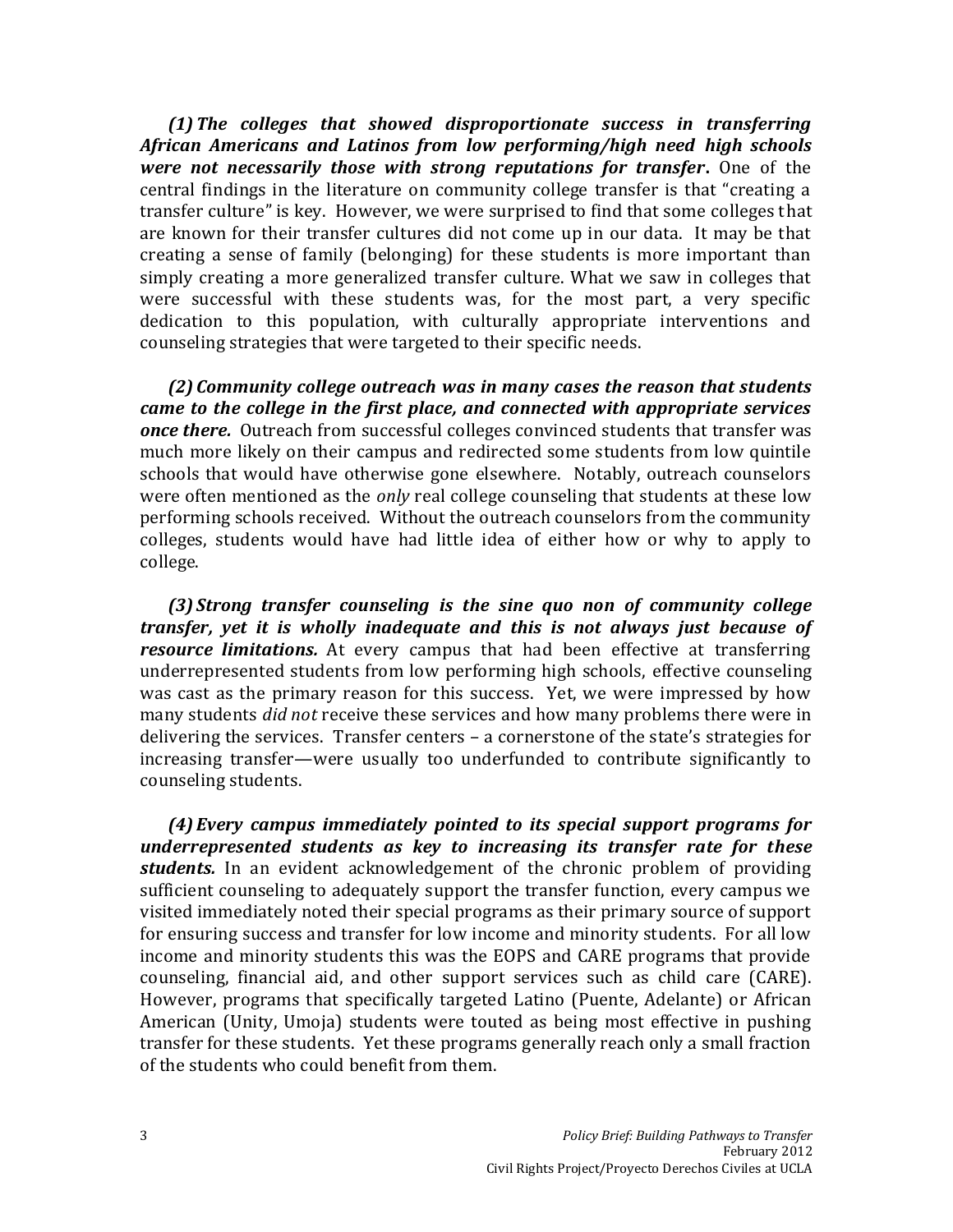***(1) The colleges that showed disproportionate success in transferring African Americans and Latinos from low performing/high need high schools were not necessarily those with strong reputations for transfer*.** One of the central findings in the literature on community college transfer is that "creating a transfer culture" is key. However, we were surprised to find that some colleges that are known for their transfer cultures did not come up in our data. It may be that creating a sense of family (belonging) for these students is more important than simply creating a more generalized transfer culture. What we saw in colleges that were successful with these students was, for the most part, a very specific dedication to this population, with culturally appropriate interventions and counseling strategies that were targeted to their specific needs.

***(2) Community college outreach was in many cases the reason that students came to the college in the first place, and connected with appropriate services once there.*** Outreach from successful colleges convinced students that transfer was much more likely on their campus and redirected some students from low quintile schools that would have otherwise gone elsewhere. Notably, outreach counselors were often mentioned as the *only* real college counseling that students at these low performing schools received. Without the outreach counselors from the community colleges, students would have had little idea of either how or why to apply to college.

***(3) Strong transfer counseling is the sine quo non of community college transfer, yet it is wholly inadequate and this is not always just because of resource limitations.*** At every campus that had been effective at transferring underrepresented students from low performing high schools, effective counseling was cast as the primary reason for this success. Yet, we were impressed by how many students *did not* receive these services and how many problems there were in delivering the services. Transfer centers – a cornerstone of the state's strategies for increasing transfer—were usually too underfunded to contribute significantly to counseling students.

***(4) Every campus immediately pointed to its special support programs for underrepresented students as key to increasing its transfer rate for these students.*** In an evident acknowledgement of the chronic problem of providing sufficient counseling to adequately support the transfer function, every campus we visited immediately noted their special programs as their primary source of support for ensuring success and transfer for low income and minority students. For all low income and minority students this was the EOPS and CARE programs that provide counseling, financial aid, and other support services such as child care (CARE). However, programs that specifically targeted Latino (Puente, Adelante) or African American (Unity, Umoja) students were touted as being most effective in pushing transfer for these students. Yet these programs generally reach only a small fraction of the students who could benefit from them.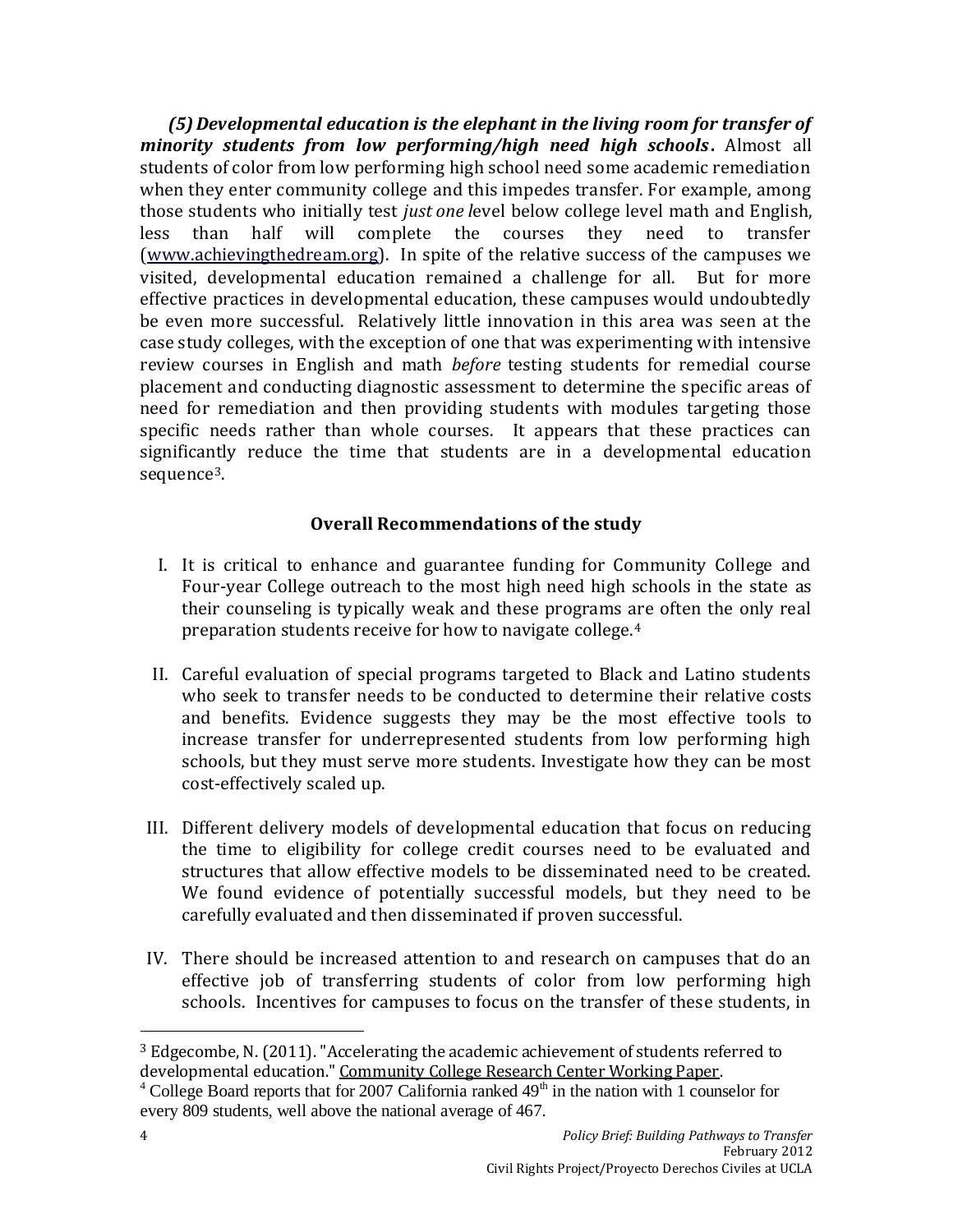***(5) Developmental education is the elephant in the living room for transfer of minority students from low performing/high need high schools.*** Almost all students of color from low performing high school need some academic remediation when they enter community college and this impedes transfer. For example, among those students who initially test *just one l*evel below college level math and English, less than half will complete the courses they need to transfer ([www.achievingthedream.org](www.achievingthedream.org)). In spite of the relative success of the campuses we visited, developmental education remained a challenge for all. But for more effective practices in developmental education, these campuses would undoubtedly be even more successful. Relatively little innovation in this area was seen at the case study colleges, with the exception of one that was experimenting with intensive review courses in English and math *before* testing students for remedial course placement and conducting diagnostic assessment to determine the specific areas of need for remediation and then providing students with modules targeting those specific needs rather than whole courses. It appears that these practices can significantly reduce the time that students are in a developmental education sequence[3].

## Overall Recommendations of the study

I. It is critical to enhance and guarantee funding for Community College and Four-year College outreach to the most high need high schools in the state as their counseling is typically weak and these programs are often the only real preparation students receive for how to navigate college.[4]

II. Careful evaluation of special programs targeted to Black and Latino students who seek to transfer needs to be conducted to determine their relative costs and benefits. Evidence suggests they may be the most effective tools to increase transfer for underrepresented students from low performing high schools, but they must serve more students. Investigate how they can be most cost-effectively scaled up.

III. Different delivery models of developmental education that focus on reducing the time to eligibility for college credit courses need to be evaluated and structures that allow effective models to be disseminated need to be created. We found evidence of potentially successful models, but they need to be carefully evaluated and then disseminated if proven successful.

IV. There should be increased attention to and research on campuses that do an effective job of transferring students of color from low performing high schools. Incentives for campuses to focus on the transfer of these students, in

---

[3] Edgecombe, N. (2011). "Accelerating the academic achievement of students referred to developmental education." Community College Research Center Working Paper.

[4] College Board reports that for 2007 California ranked 49th in the nation with 1 counselor for every 809 students, well above the national average of 467.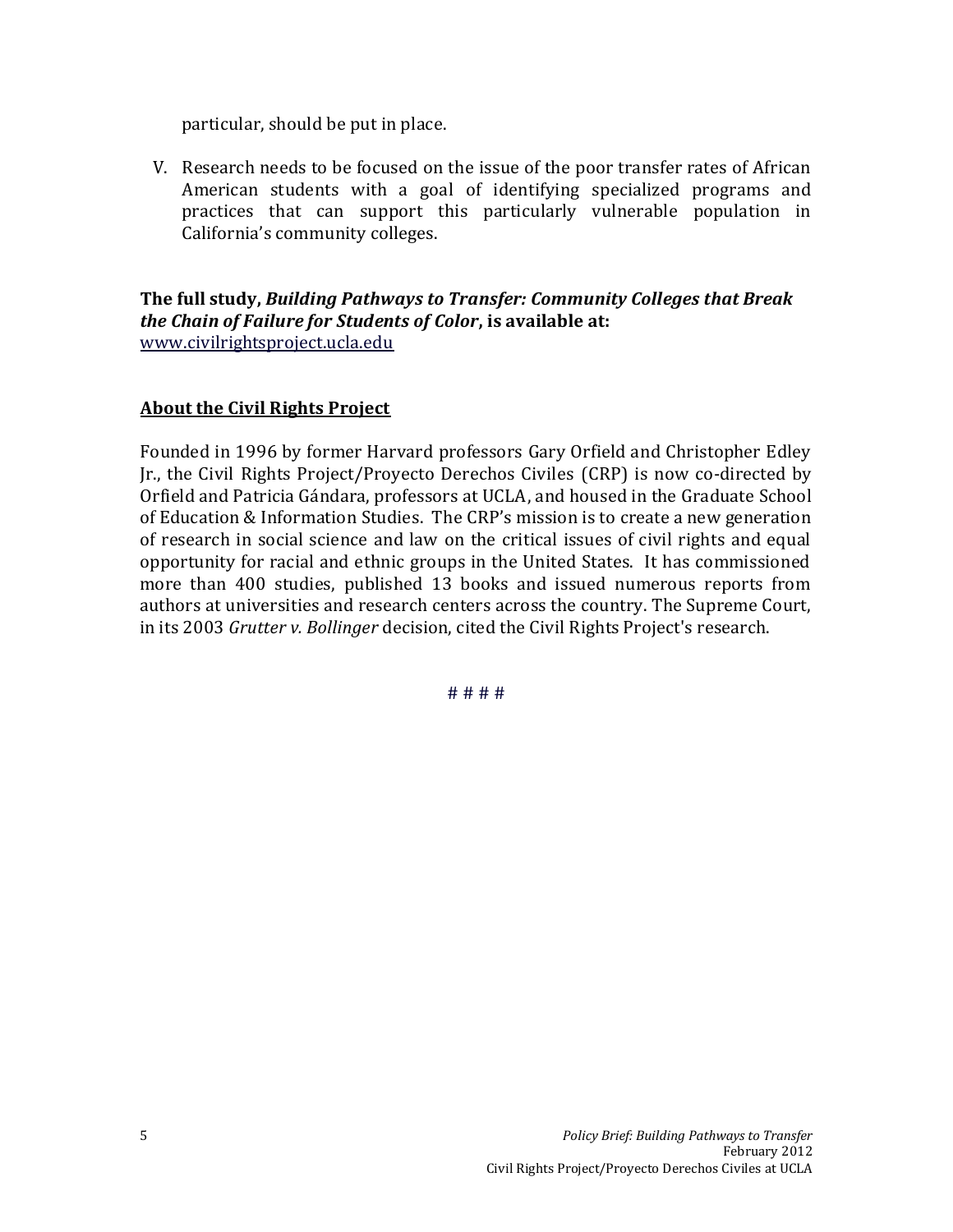particular, should be put in place.

V. Research needs to be focused on the issue of the poor transfer rates of African American students with a goal of identifying specialized programs and practices that can support this particularly vulnerable population in California's community colleges.

**The full study, *Building Pathways to Transfer: Community Colleges that Break the Chain of Failure for Students of Color*, is available at:**
www.civilrightsproject.ucla.edu

## About the Civil Rights Project

Founded in 1996 by former Harvard professors Gary Orfield and Christopher Edley Jr., the Civil Rights Project/Proyecto Derechos Civiles (CRP) is now co-directed by Orfield and Patricia Gándara, professors at UCLA, and housed in the Graduate School of Education & Information Studies. The CRP's mission is to create a new generation of research in social science and law on the critical issues of civil rights and equal opportunity for racial and ethnic groups in the United States. It has commissioned more than 400 studies, published 13 books and issued numerous reports from authors at universities and research centers across the country. The Supreme Court, in its 2003 *Grutter v. Bollinger* decision, cited the Civil Rights Project's research.

# # # #